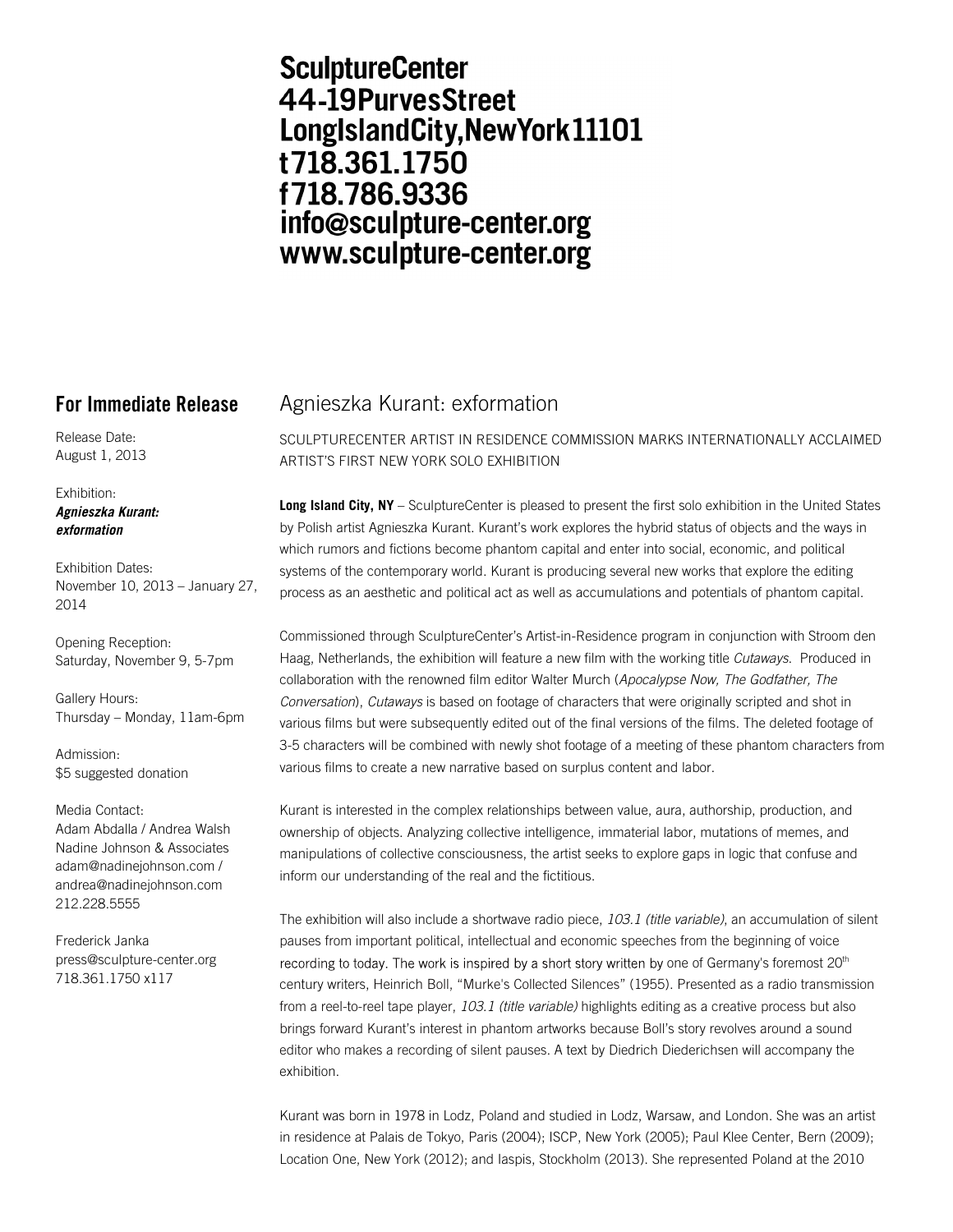# SculptureCenter
# 44-19PurvesStreet
# LongIslandCity,NewYork11101
# t718.361.1750
# f718.786.9336
# info@sculpture-center.org
# www.sculpture-center.org

## For Immediate Release

Release Date:
August 1, 2013

Exhibition:
***Agnieszka Kurant: exformation***

Exhibition Dates:
November 10, 2013 – January 27, 2014

Opening Reception:
Saturday, November 9, 5-7pm

Gallery Hours:
Thursday – Monday, 11am-6pm

Admission:
$5 suggested donation

Media Contact:
Adam Abdalla / Andrea Walsh
Nadine Johnson & Associates
adam@nadinejohnson.com /
andrea@nadinejohnson.com
212.228.5555

Frederick Janka
press@sculpture-center.org
718.361.1750 x117

## Agnieszka Kurant: exformation

SCULPTURECENTER ARTIST IN RESIDENCE COMMISSION MARKS INTERNATIONALLY ACCLAIMED ARTIST'S FIRST NEW YORK SOLO EXHIBITION

**Long Island City, NY** – SculptureCenter is pleased to present the first solo exhibition in the United States by Polish artist Agnieszka Kurant. Kurant's work explores the hybrid status of objects and the ways in which rumors and fictions become phantom capital and enter into social, economic, and political systems of the contemporary world. Kurant is producing several new works that explore the editing process as an aesthetic and political act as well as accumulations and potentials of phantom capital.

Commissioned through SculptureCenter's Artist-in-Residence program in conjunction with Stroom den Haag, Netherlands, the exhibition will feature a new film with the working title *Cutaways.* Produced in collaboration with the renowned film editor Walter Murch (*Apocalypse Now, The Godfather, The Conversation*), *Cutaways* is based on footage of characters that were originally scripted and shot in various films but were subsequently edited out of the final versions of the films. The deleted footage of 3-5 characters will be combined with newly shot footage of a meeting of these phantom characters from various films to create a new narrative based on surplus content and labor.

Kurant is interested in the complex relationships between value, aura, authorship, production, and ownership of objects. Analyzing collective intelligence, immaterial labor, mutations of memes, and manipulations of collective consciousness, the artist seeks to explore gaps in logic that confuse and inform our understanding of the real and the fictitious.

The exhibition will also include a shortwave radio piece, *103.1 (title variable)*, an accumulation of silent pauses from important political, intellectual and economic speeches from the beginning of voice recording to today. The work is inspired by a short story written by one of Germany's foremost 20th century writers, Heinrich Boll, "Murke's Collected Silences" (1955). Presented as a radio transmission from a reel-to-reel tape player, *103.1 (title variable)* highlights editing as a creative process but also brings forward Kurant's interest in phantom artworks because Boll's story revolves around a sound editor who makes a recording of silent pauses. A text by Diedrich Diederichsen will accompany the exhibition.

Kurant was born in 1978 in Lodz, Poland and studied in Lodz, Warsaw, and London. She was an artist in residence at Palais de Tokyo, Paris (2004); ISCP, New York (2005); Paul Klee Center, Bern (2009); Location One, New York (2012); and Iaspis, Stockholm (2013). She represented Poland at the 2010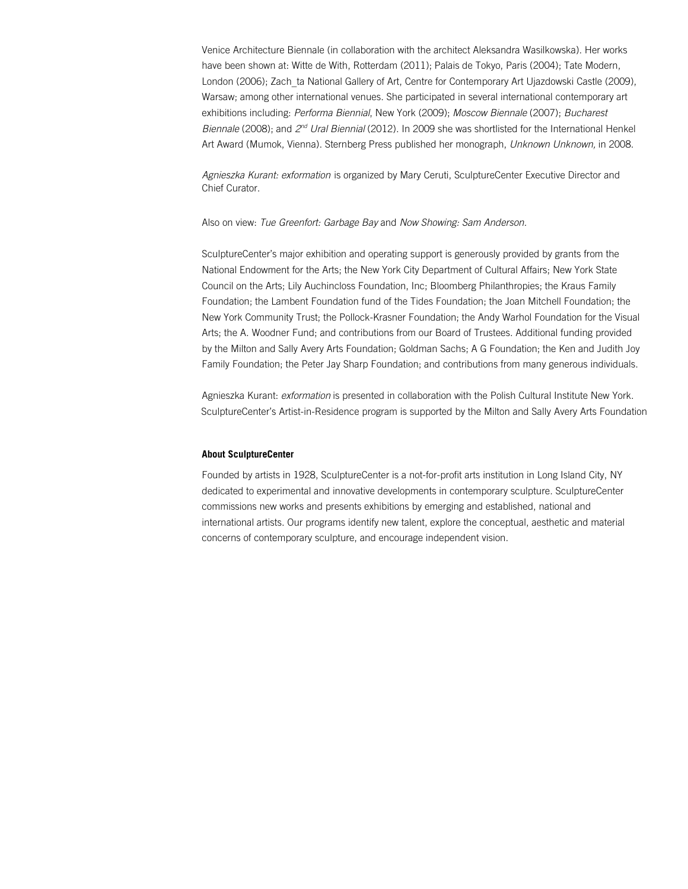Venice Architecture Biennale (in collaboration with the architect Aleksandra Wasilkowska). Her works have been shown at: Witte de With, Rotterdam (2011); Palais de Tokyo, Paris (2004); Tate Modern, London (2006); Zach_ta National Gallery of Art, Centre for Contemporary Art Ujazdowski Castle (2009), Warsaw; among other international venues. She participated in several international contemporary art exhibitions including: *Performa Biennial*, New York (2009); *Moscow Biennale* (2007); *Bucharest Biennale* (2008); and *2nd Ural Biennial* (2012). In 2009 she was shortlisted for the International Henkel Art Award (Mumok, Vienna). Sternberg Press published her monograph, *Unknown Unknown,* in 2008.

*Agnieszka Kurant: exformation* is organized by Mary Ceruti, SculptureCenter Executive Director and Chief Curator.

Also on view: *Tue Greenfort: Garbage Bay* and *Now Showing: Sam Anderson.*

SculptureCenter's major exhibition and operating support is generously provided by grants from the National Endowment for the Arts; the New York City Department of Cultural Affairs; New York State Council on the Arts; Lily Auchincloss Foundation, Inc; Bloomberg Philanthropies; the Kraus Family Foundation; the Lambent Foundation fund of the Tides Foundation; the Joan Mitchell Foundation; the New York Community Trust; the Pollock-Krasner Foundation; the Andy Warhol Foundation for the Visual Arts; the A. Woodner Fund; and contributions from our Board of Trustees. Additional funding provided by the Milton and Sally Avery Arts Foundation; Goldman Sachs; A G Foundation; the Ken and Judith Joy Family Foundation; the Peter Jay Sharp Foundation; and contributions from many generous individuals.

Agnieszka Kurant: *exformation* is presented in collaboration with the Polish Cultural Institute New York. SculptureCenter's Artist-in-Residence program is supported by the Milton and Sally Avery Arts Foundation

**About SculptureCenter**

Founded by artists in 1928, SculptureCenter is a not-for-profit arts institution in Long Island City, NY dedicated to experimental and innovative developments in contemporary sculpture. SculptureCenter commissions new works and presents exhibitions by emerging and established, national and international artists. Our programs identify new talent, explore the conceptual, aesthetic and material concerns of contemporary sculpture, and encourage independent vision.